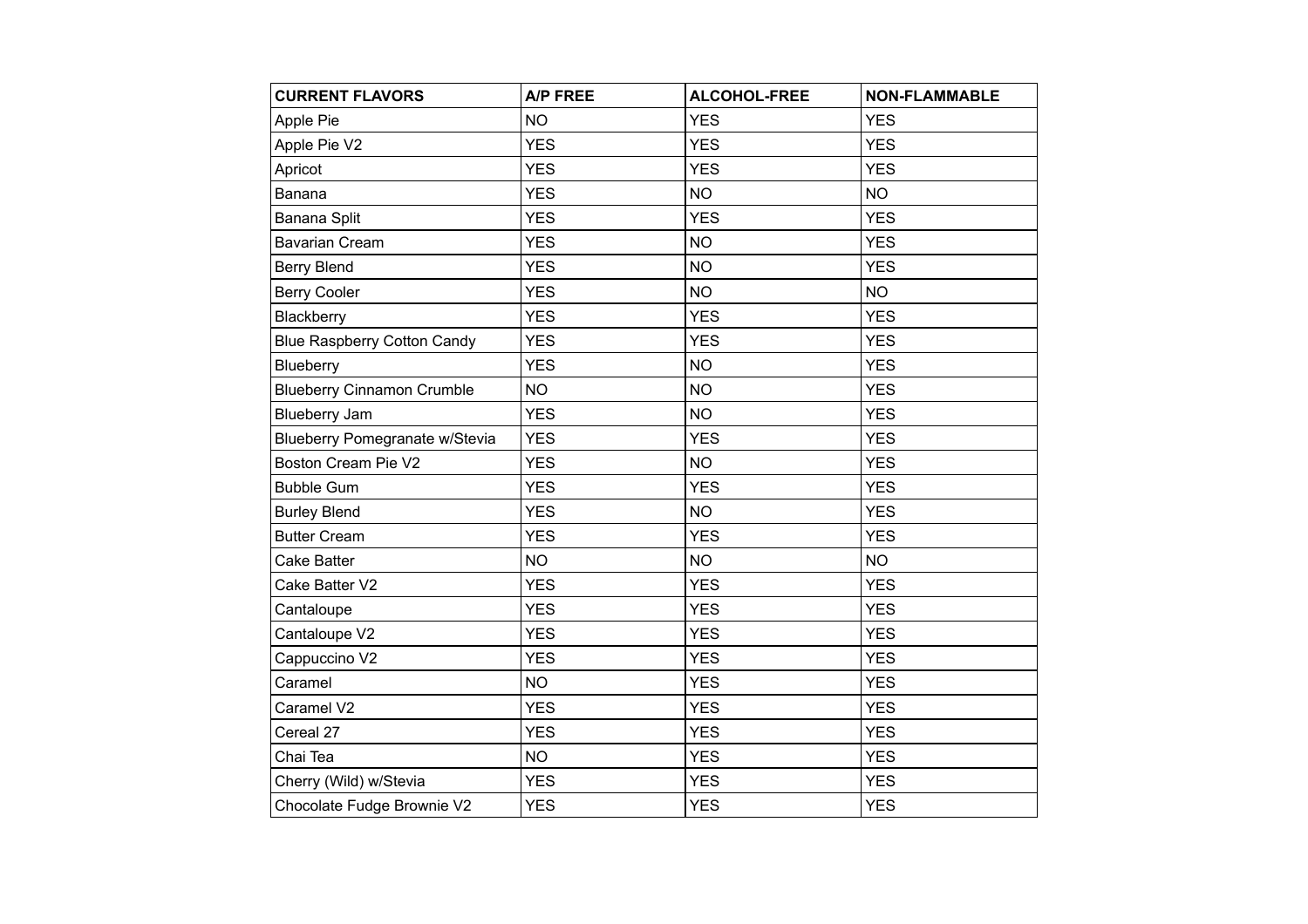| CURRENT FLAVORS | A/P FREE | ALCOHOL-FREE | NON-FLAMMABLE |
|---|---|---|---|
| Apple Pie | NO | YES | YES |
| Apple Pie V2 | YES | YES | YES |
| Apricot | YES | YES | YES |
| Banana | YES | NO | NO |
| Banana Split | YES | YES | YES |
| Bavarian Cream | YES | NO | YES |
| Berry Blend | YES | NO | YES |
| Berry Cooler | YES | NO | NO |
| Blackberry | YES | YES | YES |
| Blue Raspberry Cotton Candy | YES | YES | YES |
| Blueberry | YES | NO | YES |
| Blueberry Cinnamon Crumble | NO | NO | YES |
| Blueberry Jam | YES | NO | YES |
| Blueberry Pomegranate w/Stevia | YES | YES | YES |
| Boston Cream Pie V2 | YES | NO | YES |
| Bubble Gum | YES | YES | YES |
| Burley Blend | YES | NO | YES |
| Butter Cream | YES | YES | YES |
| Cake Batter | NO | NO | NO |
| Cake Batter V2 | YES | YES | YES |
| Cantaloupe | YES | YES | YES |
| Cantaloupe V2 | YES | YES | YES |
| Cappuccino V2 | YES | YES | YES |
| Caramel | NO | YES | YES |
| Caramel V2 | YES | YES | YES |
| Cereal 27 | YES | YES | YES |
| Chai Tea | NO | YES | YES |
| Cherry (Wild) w/Stevia | YES | YES | YES |
| Chocolate Fudge Brownie V2 | YES | YES | YES |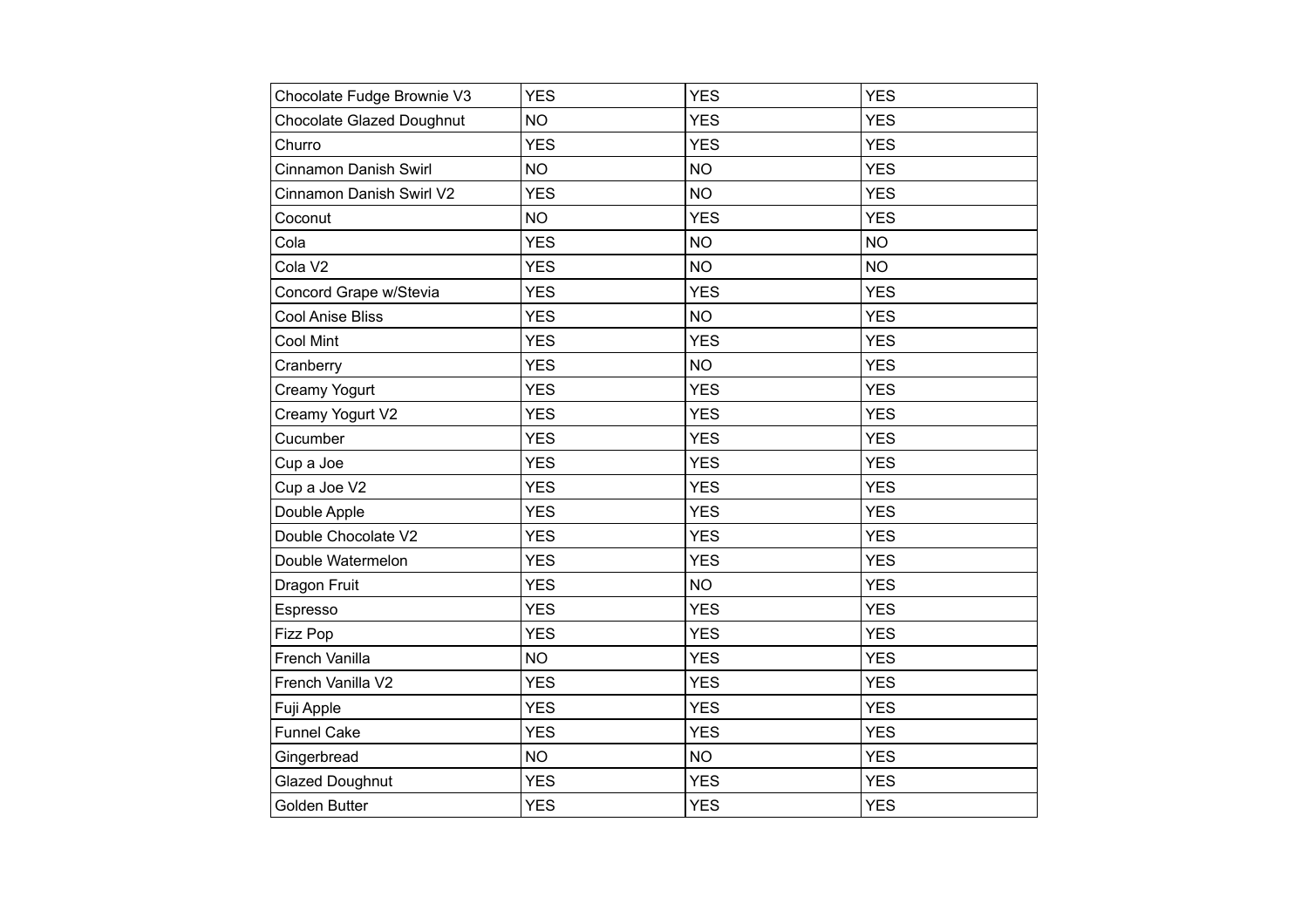| | | | |
|---|---|---|---|
| Chocolate Fudge Brownie V3 | YES | YES | YES |
| Chocolate Glazed Doughnut | NO | YES | YES |
| Churro | YES | YES | YES |
| Cinnamon Danish Swirl | NO | NO | YES |
| Cinnamon Danish Swirl V2 | YES | NO | YES |
| Coconut | NO | YES | YES |
| Cola | YES | NO | NO |
| Cola V2 | YES | NO | NO |
| Concord Grape w/Stevia | YES | YES | YES |
| Cool Anise Bliss | YES | NO | YES |
| Cool Mint | YES | YES | YES |
| Cranberry | YES | NO | YES |
| Creamy Yogurt | YES | YES | YES |
| Creamy Yogurt V2 | YES | YES | YES |
| Cucumber | YES | YES | YES |
| Cup a Joe | YES | YES | YES |
| Cup a Joe V2 | YES | YES | YES |
| Double Apple | YES | YES | YES |
| Double Chocolate V2 | YES | YES | YES |
| Double Watermelon | YES | YES | YES |
| Dragon Fruit | YES | NO | YES |
| Espresso | YES | YES | YES |
| Fizz Pop | YES | YES | YES |
| French Vanilla | NO | YES | YES |
| French Vanilla V2 | YES | YES | YES |
| Fuji Apple | YES | YES | YES |
| Funnel Cake | YES | YES | YES |
| Gingerbread | NO | NO | YES |
| Glazed Doughnut | YES | YES | YES |
| Golden Butter | YES | YES | YES |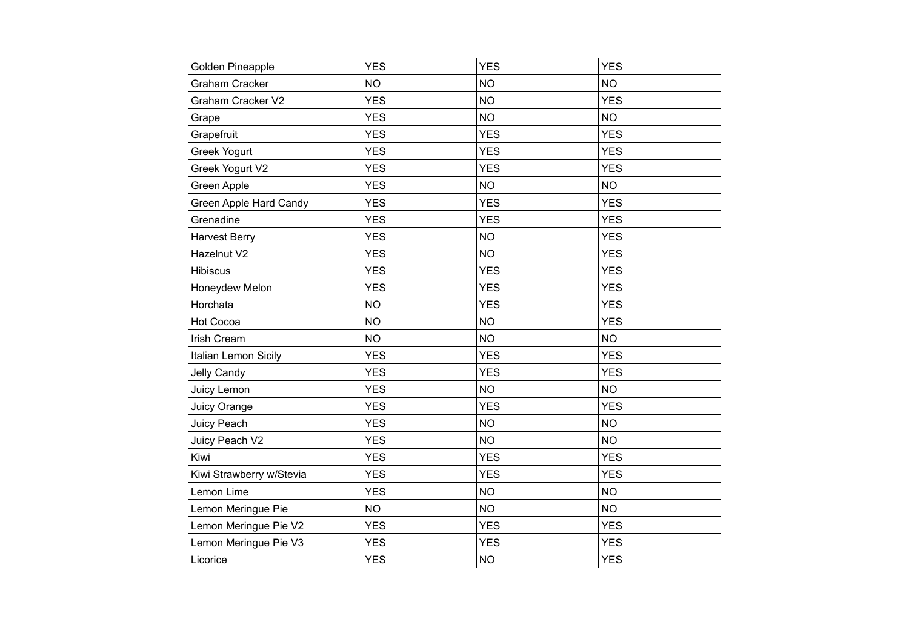| | | | |
|---|---|---|---|
| Golden Pineapple | YES | YES | YES |
| Graham Cracker | NO | NO | NO |
| Graham Cracker V2 | YES | NO | YES |
| Grape | YES | NO | NO |
| Grapefruit | YES | YES | YES |
| Greek Yogurt | YES | YES | YES |
| Greek Yogurt V2 | YES | YES | YES |
| Green Apple | YES | NO | NO |
| Green Apple Hard Candy | YES | YES | YES |
| Grenadine | YES | YES | YES |
| Harvest Berry | YES | NO | YES |
| Hazelnut V2 | YES | NO | YES |
| Hibiscus | YES | YES | YES |
| Honeydew Melon | YES | YES | YES |
| Horchata | NO | YES | YES |
| Hot Cocoa | NO | NO | YES |
| Irish Cream | NO | NO | NO |
| Italian Lemon Sicily | YES | YES | YES |
| Jelly Candy | YES | YES | YES |
| Juicy Lemon | YES | NO | NO |
| Juicy Orange | YES | YES | YES |
| Juicy Peach | YES | NO | NO |
| Juicy Peach V2 | YES | NO | NO |
| Kiwi | YES | YES | YES |
| Kiwi Strawberry w/Stevia | YES | YES | YES |
| Lemon Lime | YES | NO | NO |
| Lemon Meringue Pie | NO | NO | NO |
| Lemon Meringue Pie V2 | YES | YES | YES |
| Lemon Meringue Pie V3 | YES | YES | YES |
| Licorice | YES | NO | YES |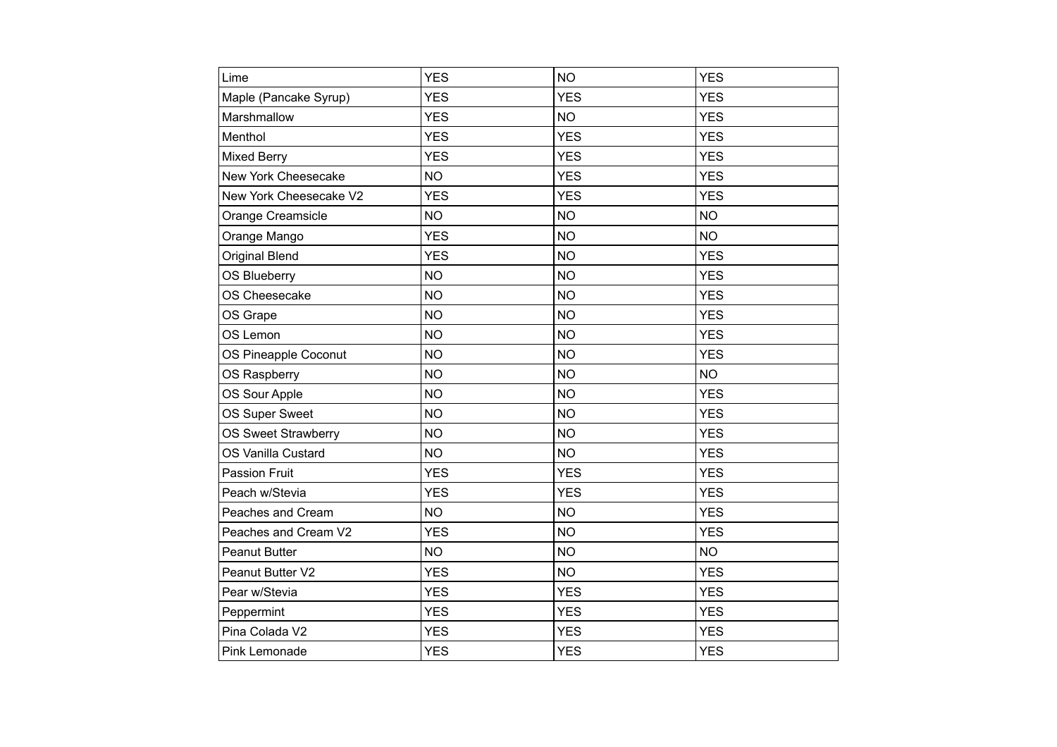| | | | |
|---|---|---|---|
| Lime | YES | NO | YES |
| Maple (Pancake Syrup) | YES | YES | YES |
| Marshmallow | YES | NO | YES |
| Menthol | YES | YES | YES |
| Mixed Berry | YES | YES | YES |
| New York Cheesecake | NO | YES | YES |
| New York Cheesecake V2 | YES | YES | YES |
| Orange Creamsicle | NO | NO | NO |
| Orange Mango | YES | NO | NO |
| Original Blend | YES | NO | YES |
| OS Blueberry | NO | NO | YES |
| OS Cheesecake | NO | NO | YES |
| OS Grape | NO | NO | YES |
| OS Lemon | NO | NO | YES |
| OS Pineapple Coconut | NO | NO | YES |
| OS Raspberry | NO | NO | NO |
| OS Sour Apple | NO | NO | YES |
| OS Super Sweet | NO | NO | YES |
| OS Sweet Strawberry | NO | NO | YES |
| OS Vanilla Custard | NO | NO | YES |
| Passion Fruit | YES | YES | YES |
| Peach w/Stevia | YES | YES | YES |
| Peaches and Cream | NO | NO | YES |
| Peaches and Cream V2 | YES | NO | YES |
| Peanut Butter | NO | NO | NO |
| Peanut Butter V2 | YES | NO | YES |
| Pear w/Stevia | YES | YES | YES |
| Peppermint | YES | YES | YES |
| Pina Colada V2 | YES | YES | YES |
| Pink Lemonade | YES | YES | YES |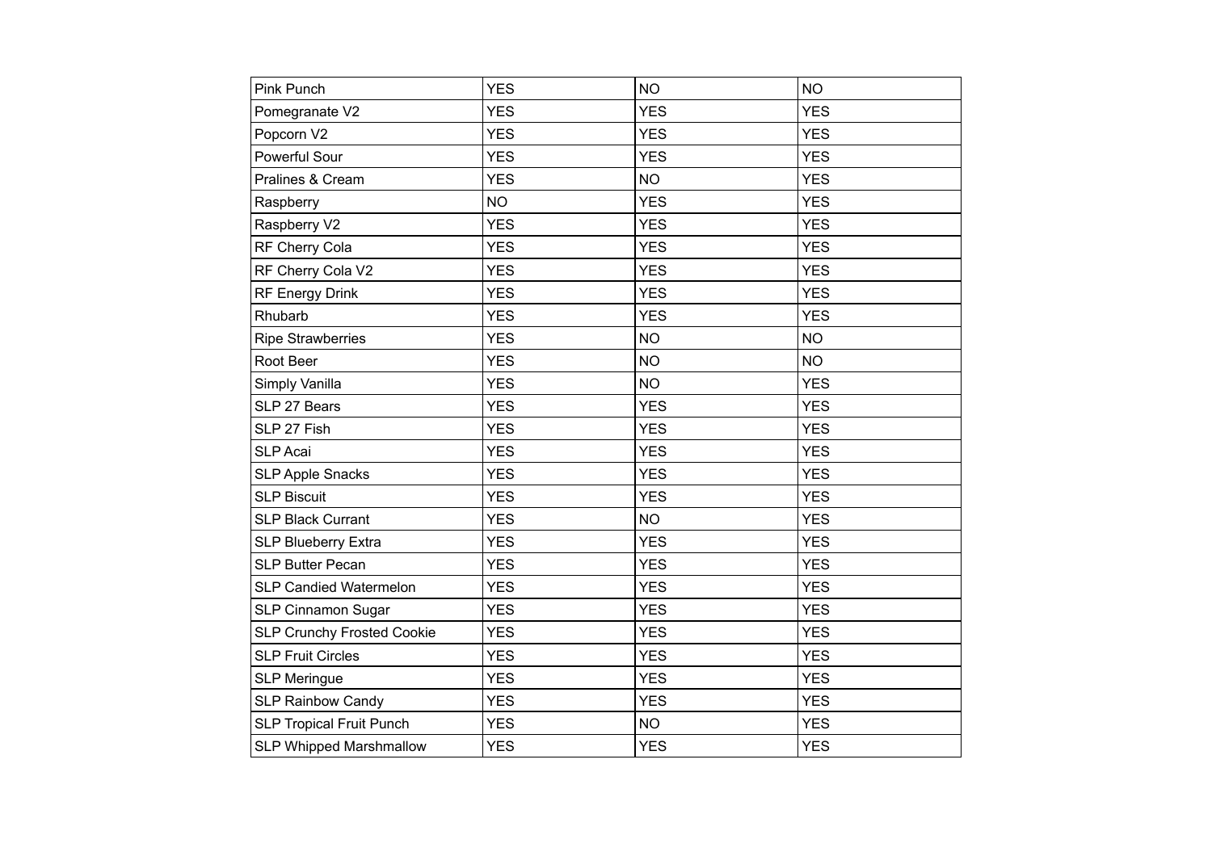| | | | |
|---|---|---|---|
| Pink Punch | YES | NO | NO |
| Pomegranate V2 | YES | YES | YES |
| Popcorn V2 | YES | YES | YES |
| Powerful Sour | YES | YES | YES |
| Pralines & Cream | YES | NO | YES |
| Raspberry | NO | YES | YES |
| Raspberry V2 | YES | YES | YES |
| RF Cherry Cola | YES | YES | YES |
| RF Cherry Cola V2 | YES | YES | YES |
| RF Energy Drink | YES | YES | YES |
| Rhubarb | YES | YES | YES |
| Ripe Strawberries | YES | NO | NO |
| Root Beer | YES | NO | NO |
| Simply Vanilla | YES | NO | YES |
| SLP 27 Bears | YES | YES | YES |
| SLP 27 Fish | YES | YES | YES |
| SLP Acai | YES | YES | YES |
| SLP Apple Snacks | YES | YES | YES |
| SLP Biscuit | YES | YES | YES |
| SLP Black Currant | YES | NO | YES |
| SLP Blueberry Extra | YES | YES | YES |
| SLP Butter Pecan | YES | YES | YES |
| SLP Candied Watermelon | YES | YES | YES |
| SLP Cinnamon Sugar | YES | YES | YES |
| SLP Crunchy Frosted Cookie | YES | YES | YES |
| SLP Fruit Circles | YES | YES | YES |
| SLP Meringue | YES | YES | YES |
| SLP Rainbow Candy | YES | YES | YES |
| SLP Tropical Fruit Punch | YES | NO | YES |
| SLP Whipped Marshmallow | YES | YES | YES |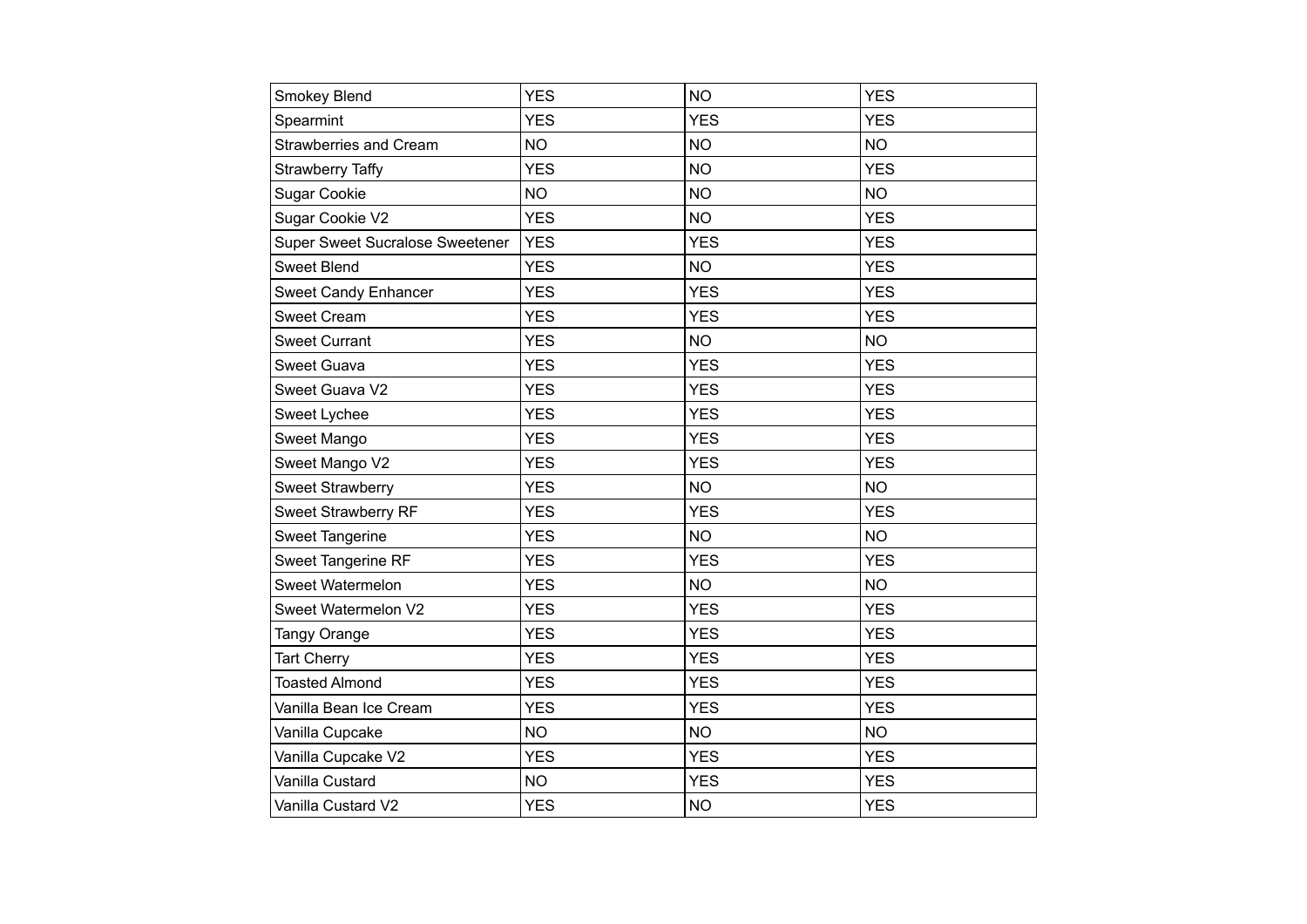| | | | |
|---|---|---|---|
| Smokey Blend | YES | NO | YES |
| Spearmint | YES | YES | YES |
| Strawberries and Cream | NO | NO | NO |
| Strawberry Taffy | YES | NO | YES |
| Sugar Cookie | NO | NO | NO |
| Sugar Cookie V2 | YES | NO | YES |
| Super Sweet Sucralose Sweetener | YES | YES | YES |
| Sweet Blend | YES | NO | YES |
| Sweet Candy Enhancer | YES | YES | YES |
| Sweet Cream | YES | YES | YES |
| Sweet Currant | YES | NO | NO |
| Sweet Guava | YES | YES | YES |
| Sweet Guava V2 | YES | YES | YES |
| Sweet Lychee | YES | YES | YES |
| Sweet Mango | YES | YES | YES |
| Sweet Mango V2 | YES | YES | YES |
| Sweet Strawberry | YES | NO | NO |
| Sweet Strawberry RF | YES | YES | YES |
| Sweet Tangerine | YES | NO | NO |
| Sweet Tangerine RF | YES | YES | YES |
| Sweet Watermelon | YES | NO | NO |
| Sweet Watermelon V2 | YES | YES | YES |
| Tangy Orange | YES | YES | YES |
| Tart Cherry | YES | YES | YES |
| Toasted Almond | YES | YES | YES |
| Vanilla Bean Ice Cream | YES | YES | YES |
| Vanilla Cupcake | NO | NO | NO |
| Vanilla Cupcake V2 | YES | YES | YES |
| Vanilla Custard | NO | YES | YES |
| Vanilla Custard V2 | YES | NO | YES |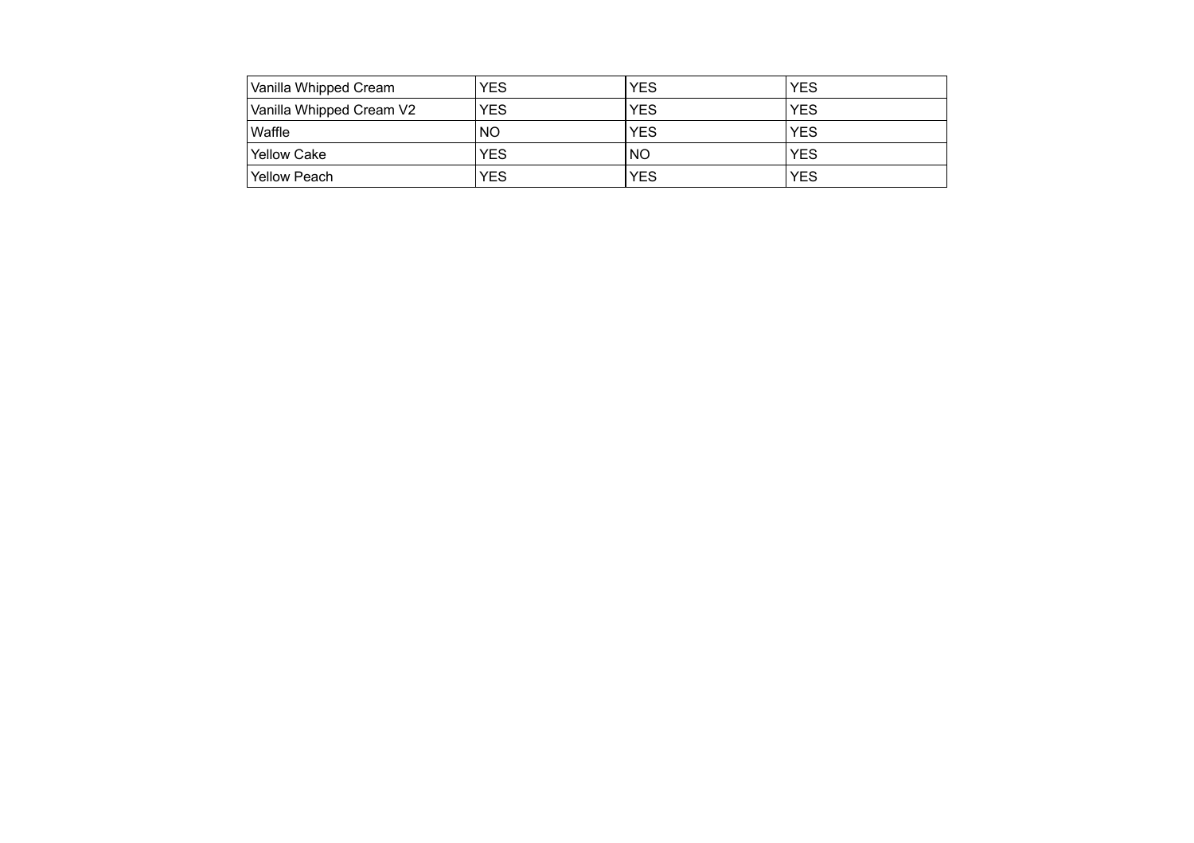| | | | |
|---|---|---|---|
| Vanilla Whipped Cream | YES | YES | YES |
| Vanilla Whipped Cream V2 | YES | YES | YES |
| Waffle | NO | YES | YES |
| Yellow Cake | YES | NO | YES |
| Yellow Peach | YES | YES | YES |